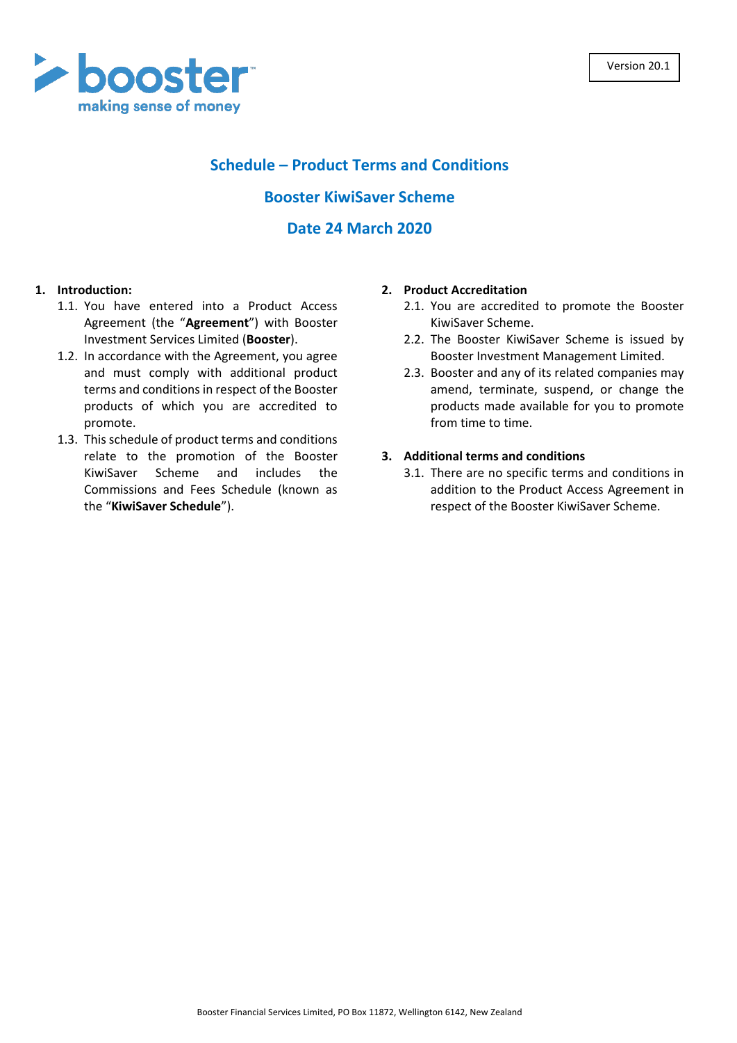Version 20.1

# Schedule – Product Terms and Conditions

## Booster KiwiSaver Scheme

## Date 24 March 2020

**1. Introduction:**

1.1. You have entered into a Product Access Agreement (the "**Agreement**") with Booster Investment Services Limited (**Booster**).

1.2. In accordance with the Agreement, you agree and must comply with additional product terms and conditions in respect of the Booster products of which you are accredited to promote.

1.3. This schedule of product terms and conditions relate to the promotion of the Booster KiwiSaver Scheme and includes the Commissions and Fees Schedule (known as the "**KiwiSaver Schedule**").

**2. Product Accreditation**

2.1. You are accredited to promote the Booster KiwiSaver Scheme.

2.2. The Booster KiwiSaver Scheme is issued by Booster Investment Management Limited.

2.3. Booster and any of its related companies may amend, terminate, suspend, or change the products made available for you to promote from time to time.

**3. Additional terms and conditions**

3.1. There are no specific terms and conditions in addition to the Product Access Agreement in respect of the Booster KiwiSaver Scheme.

Booster Financial Services Limited, PO Box 11872, Wellington 6142, New Zealand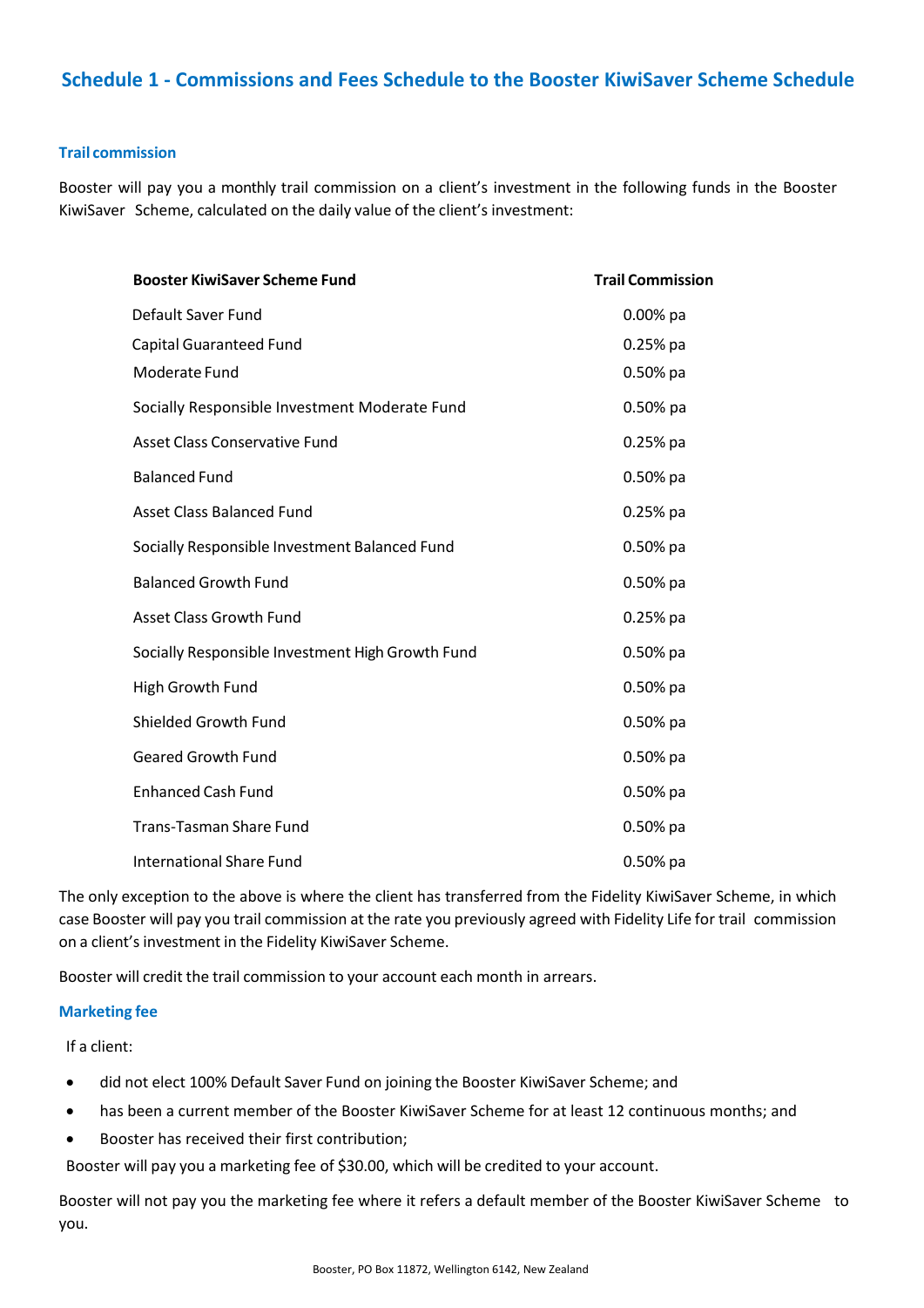## Schedule 1 - Commissions and Fees Schedule to the Booster KiwiSaver Scheme Schedule

### Trail commission

Booster will pay you a monthly trail commission on a client's investment in the following funds in the Booster KiwiSaver Scheme, calculated on the daily value of the client's investment:

| Booster KiwiSaver Scheme Fund | Trail Commission |
|---|---|
| Default Saver Fund | 0.00% pa |
| Capital Guaranteed Fund | 0.25% pa |
| Moderate Fund | 0.50% pa |
| Socially Responsible Investment Moderate Fund | 0.50% pa |
| Asset Class Conservative Fund | 0.25% pa |
| Balanced Fund | 0.50% pa |
| Asset Class Balanced Fund | 0.25% pa |
| Socially Responsible Investment Balanced Fund | 0.50% pa |
| Balanced Growth Fund | 0.50% pa |
| Asset Class Growth Fund | 0.25% pa |
| Socially Responsible Investment High Growth Fund | 0.50% pa |
| High Growth Fund | 0.50% pa |
| Shielded Growth Fund | 0.50% pa |
| Geared Growth Fund | 0.50% pa |
| Enhanced Cash Fund | 0.50% pa |
| Trans-Tasman Share Fund | 0.50% pa |
| International Share Fund | 0.50% pa |

The only exception to the above is where the client has transferred from the Fidelity KiwiSaver Scheme, in which case Booster will pay you trail commission at the rate you previously agreed with Fidelity Life for trail commission on a client's investment in the Fidelity KiwiSaver Scheme.

Booster will credit the trail commission to your account each month in arrears.

### Marketing fee

If a client:

- did not elect 100% Default Saver Fund on joining the Booster KiwiSaver Scheme; and
- has been a current member of the Booster KiwiSaver Scheme for at least 12 continuous months; and
- Booster has received their first contribution;

Booster will pay you a marketing fee of $30.00, which will be credited to your account.

Booster will not pay you the marketing fee where it refers a default member of the Booster KiwiSaver Scheme to you.